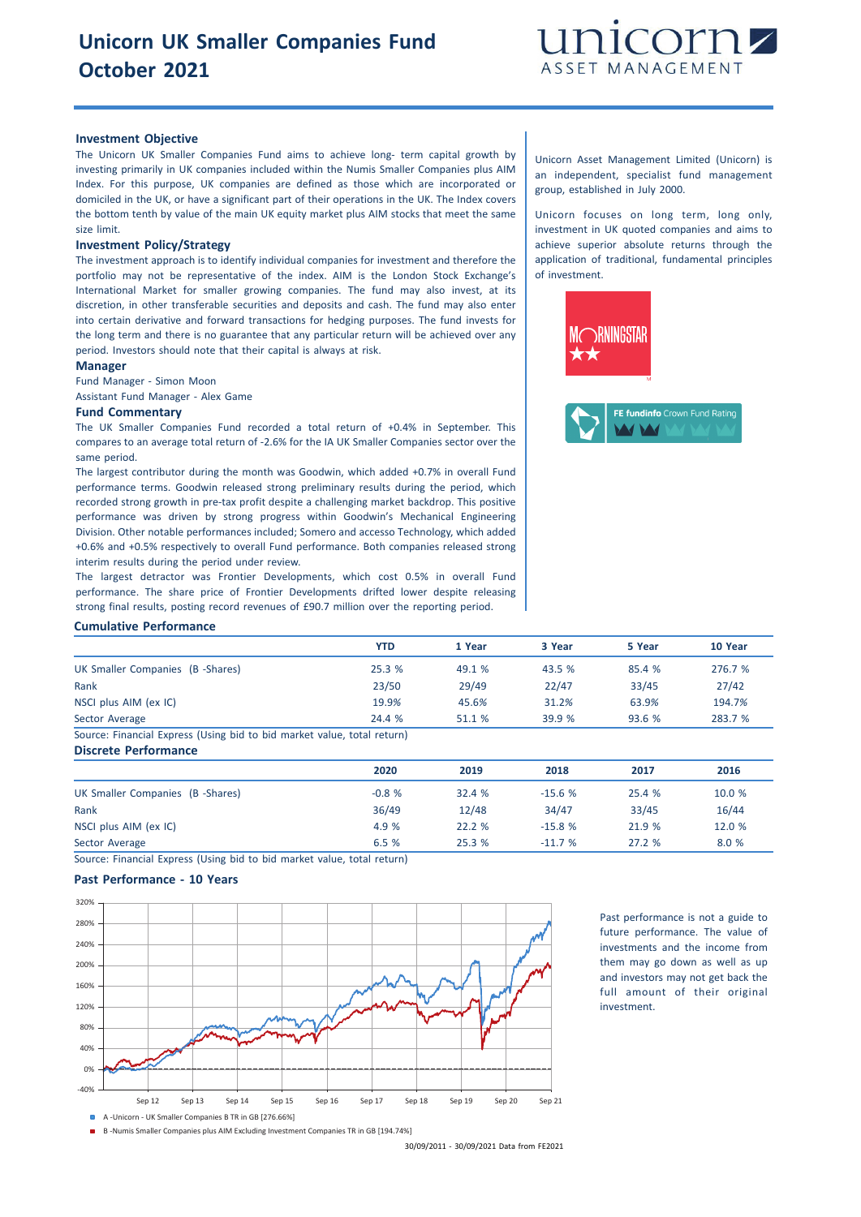# Unicorn UK Smaller Companies Fund October 2021

unicorn ASSET MANAGEMENT

## Investment Objective

The Unicorn UK Smaller Companies Fund aims to achieve long- term capital growth by investing primarily in UK companies included within the Numis Smaller Companies plus AIM Index. For this purpose, UK companies are defined as those which are incorporated or domiciled in the UK, or have a significant part of their operations in the UK. The Index covers the bottom tenth by value of the main UK equity market plus AIM stocks that meet the same size limit.

## Investment Policy/Strategy

The investment approach is to identify individual companies for investment and therefore the portfolio may not be representative of the index. AIM is the London Stock Exchange's International Market for smaller growing companies. The fund may also invest, at its discretion, in other transferable securities and deposits and cash. The fund may also enter into certain derivative and forward transactions for hedging purposes. The fund invests for the long term and there is no guarantee that any particular return will be achieved over any period. Investors should note that their capital is always at risk.

## Manager

Fund Manager - Simon Moon

Assistant Fund Manager - Alex Game

## Fund Commentary

The UK Smaller Companies Fund recorded a total return of +0.4% in September. This compares to an average total return of -2.6% for the IA UK Smaller Companies sector over the same period.

The largest contributor during the month was Goodwin, which added +0.7% in overall Fund performance terms. Goodwin released strong preliminary results during the period, which recorded strong growth in pre-tax profit despite a challenging market backdrop. This positive performance was driven by strong progress within Goodwin's Mechanical Engineering Division. Other notable performances included; Somero and accesso Technology, which added +0.6% and +0.5% respectively to overall Fund performance. Both companies released strong interim results during the period under review.

The largest detractor was Frontier Developments, which cost 0.5% in overall Fund performance. The share price of Frontier Developments drifted lower despite releasing strong final results, posting record revenues of £90.7 million over the reporting period.

Unicorn Asset Management Limited (Unicorn) is an independent, specialist fund management group, established in July 2000.

Unicorn focuses on long term, long only, investment in UK quoted companies and aims to achieve superior absolute returns through the application of traditional, fundamental principles of investment.

MORNINGSTAR ★★

FE fundinfo Crown Fund Rating

## Cumulative Performance

| | YTD | 1 Year | 3 Year | 5 Year | 10 Year |
|---|---|---|---|---|---|
| UK Smaller Companies (B -Shares) | 25.3 % | 49.1 % | 43.5 % | 85.4 % | 276.7 % |
| Rank | 23/50 | 29/49 | 22/47 | 33/45 | 27/42 |
| NSCI plus AIM (ex IC) | 19.9% | 45.6% | 31.2% | 63.9% | 194.7% |
| Sector Average | 24.4 % | 51.1 % | 39.9 % | 93.6 % | 283.7 % |

Source: Financial Express (Using bid to bid market value, total return)

## Discrete Performance

| | 2020 | 2019 | 2018 | 2017 | 2016 |
|---|---|---|---|---|---|
| UK Smaller Companies (B -Shares) | -0.8 % | 32.4 % | -15.6 % | 25.4 % | 10.0 % |
| Rank | 36/49 | 12/48 | 34/47 | 33/45 | 16/44 |
| NSCI plus AIM (ex IC) | 4.9 % | 22.2 % | -15.8 % | 21.9 % | 12.0 % |
| Sector Average | 6.5 % | 25.3 % | -11.7 % | 27.2 % | 8.0 % |

Source: Financial Express (Using bid to bid market value, total return)

## Past Performance - 10 Years

A -Unicorn - UK Smaller Companies B TR in GB [276.66%]

B -Numis Smaller Companies plus AIM Excluding Investment Companies TR in GB [194.74%]

30/09/2011 - 30/09/2021 Data from FE2021

Past performance is not a guide to future performance. The value of investments and the income from them may go down as well as up and investors may not get back the full amount of their original investment.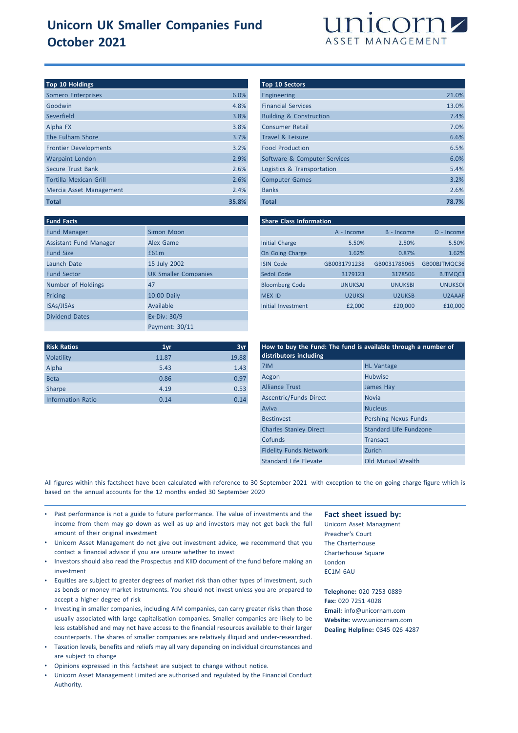# Unicorn UK Smaller Companies Fund
# October 2021

| Top 10 Holdings | |
|---|---|
| Somero Enterprises | 6.0% |
| Goodwin | 4.8% |
| Severfield | 3.8% |
| Alpha FX | 3.8% |
| The Fulham Shore | 3.7% |
| Frontier Developments | 3.2% |
| Warpaint London | 2.9% |
| Secure Trust Bank | 2.6% |
| Tortilla Mexican Grill | 2.6% |
| Mercia Asset Management | 2.4% |
| **Total** | **35.8%** |

| Top 10 Sectors | |
|---|---|
| Engineering | 21.0% |
| Financial Services | 13.0% |
| Building & Construction | 7.4% |
| Consumer Retail | 7.0% |
| Travel & Leisure | 6.6% |
| Food Production | 6.5% |
| Software & Computer Services | 6.0% |
| Logistics & Transportation | 5.4% |
| Computer Games | 3.2% |
| Banks | 2.6% |
| **Total** | **78.7%** |

| Fund Facts | |
|---|---|
| Fund Manager | Simon Moon |
| Assistant Fund Manager | Alex Game |
| Fund Size | £61m |
| Launch Date | 15 July 2002 |
| Fund Sector | UK Smaller Companies |
| Number of Holdings | 47 |
| Pricing | 10:00 Daily |
| ISAs/JISAs | Available |
| Dividend Dates | Ex-Div: 30/9 |
| | Payment: 30/11 |

| Share Class Information | A - Income | B - Income | O - Income |
|---|---|---|---|
| Initial Charge | 5.50% | 2.50% | 5.50% |
| On Going Charge | 1.62% | 0.87% | 1.62% |
| ISIN Code | GB0031791238 | GB0031785065 | GB00BJTMQC36 |
| Sedol Code | 3179123 | 3178506 | BJTMQC3 |
| Bloomberg Code | UNUKSAI | UNUKSBI | UNUKSOI |
| MEX ID | U2UKSI | U2UKSB | U2AAAF |
| Initial Investment | £2,000 | £20,000 | £10,000 |

| Risk Ratios | 1yr | 3yr |
|---|---|---|
| Volatility | 11.87 | 19.88 |
| Alpha | 5.43 | 1.43 |
| Beta | 0.86 | 0.97 |
| Sharpe | 4.19 | 0.53 |
| Information Ratio | -0.14 | 0.14 |

| How to buy the Fund: The fund is available through a number of distributors including | |
|---|---|
| 7IM | HL Vantage |
| Aegon | Hubwise |
| Alliance Trust | James Hay |
| Ascentric/Funds Direct | Novia |
| Aviva | Nucleus |
| Bestinvest | Pershing Nexus Funds |
| Charles Stanley Direct | Standard Life Fundzone |
| Cofunds | Transact |
| Fidelity Funds Network | Zurich |
| Standard Life Elevate | Old Mutual Wealth |

All figures within this factsheet have been calculated with reference to 30 September 2021 with exception to the on going charge figure which is based on the annual accounts for the 12 months ended 30 September 2020

- Past performance is not a guide to future performance. The value of investments and the income from them may go down as well as up and investors may not get back the full amount of their original investment
- Unicorn Asset Management do not give out investment advice, we recommend that you contact a financial advisor if you are unsure whether to invest
- Investors should also read the Prospectus and KIID document of the fund before making an investment
- Equities are subject to greater degrees of market risk than other types of investment, such as bonds or money market instruments. You should not invest unless you are prepared to accept a higher degree of risk
- Investing in smaller companies, including AIM companies, can carry greater risks than those usually associated with large capitalisation companies. Smaller companies are likely to be less established and may not have access to the financial resources available to their larger counterparts. The shares of smaller companies are relatively illiquid and under-researched.
- Taxation levels, benefits and reliefs may all vary depending on individual circumstances and are subject to change
- Opinions expressed in this factsheet are subject to change without notice.
- Unicorn Asset Management Limited are authorised and regulated by the Financial Conduct Authority.

**Fact sheet issued by:**

Unicorn Asset Managment
Preacher's Court
The Charterhouse
Charterhouse Square
London
EC1M 6AU

**Telephone:** 020 7253 0889
**Fax:** 020 7251 4028
**Email:** info@unicornam.com
**Website:** www.unicornam.com
**Dealing Helpline:** 0345 026 4287